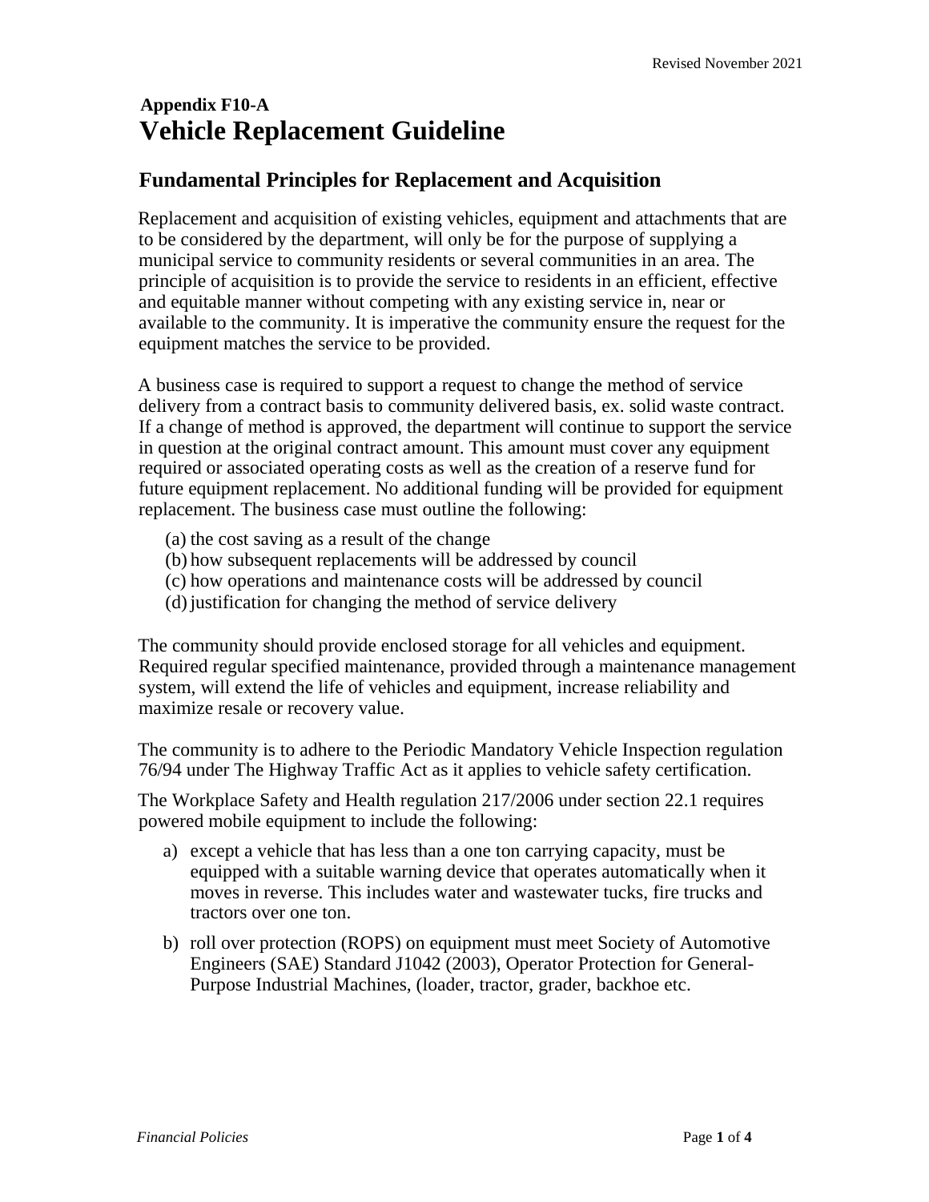## Appendix F10-A

# Vehicle Replacement Guideline

## Fundamental Principles for Replacement and Acquisition

Replacement and acquisition of existing vehicles, equipment and attachments that are to be considered by the department, will only be for the purpose of supplying a municipal service to community residents or several communities in an area. The principle of acquisition is to provide the service to residents in an efficient, effective and equitable manner without competing with any existing service in, near or available to the community. It is imperative the community ensure the request for the equipment matches the service to be provided.

A business case is required to support a request to change the method of service delivery from a contract basis to community delivered basis, ex. solid waste contract. If a change of method is approved, the department will continue to support the service in question at the original contract amount. This amount must cover any equipment required or associated operating costs as well as the creation of a reserve fund for future equipment replacement. No additional funding will be provided for equipment replacement. The business case must outline the following:

(a) the cost saving as a result of the change
(b) how subsequent replacements will be addressed by council
(c) how operations and maintenance costs will be addressed by council
(d) justification for changing the method of service delivery

The community should provide enclosed storage for all vehicles and equipment. Required regular specified maintenance, provided through a maintenance management system, will extend the life of vehicles and equipment, increase reliability and maximize resale or recovery value.

The community is to adhere to the Periodic Mandatory Vehicle Inspection regulation 76/94 under The Highway Traffic Act as it applies to vehicle safety certification.

The Workplace Safety and Health regulation 217/2006 under section 22.1 requires powered mobile equipment to include the following:

a) except a vehicle that has less than a one ton carrying capacity, must be equipped with a suitable warning device that operates automatically when it moves in reverse. This includes water and wastewater tucks, fire trucks and tractors over one ton.

b) roll over protection (ROPS) on equipment must meet Society of Automotive Engineers (SAE) Standard J1042 (2003), Operator Protection for General-Purpose Industrial Machines, (loader, tractor, grader, backhoe etc.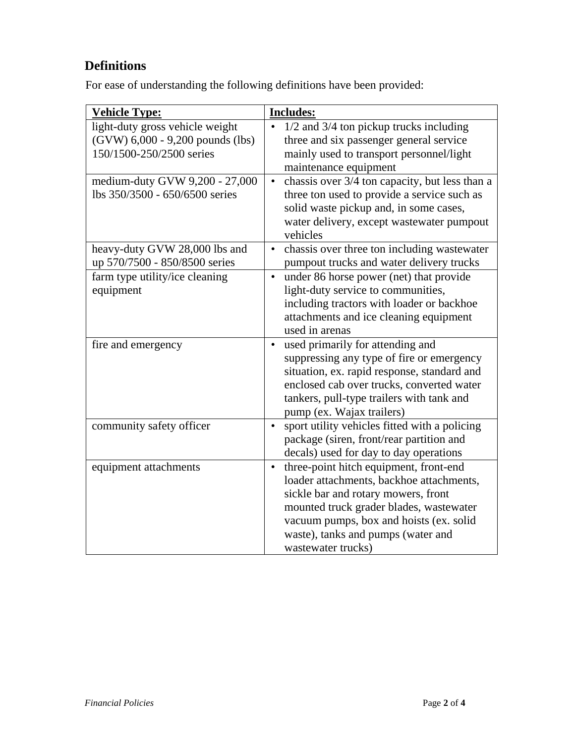## Definitions

For ease of understanding the following definitions have been provided:

| **Vehicle Type:** | **Includes:** |
|---|---|
| light-duty gross vehicle weight (GVW) 6,000 - 9,200 pounds (lbs) 150/1500-250/2500 series | • 1/2 and 3/4 ton pickup trucks including three and six passenger general service mainly used to transport personnel/light maintenance equipment |
| medium-duty GVW 9,200 - 27,000 lbs 350/3500 - 650/6500 series | • chassis over 3/4 ton capacity, but less than a three ton used to provide a service such as solid waste pickup and, in some cases, water delivery, except wastewater pumpout vehicles |
| heavy-duty GVW 28,000 lbs and up 570/7500 - 850/8500 series | • chassis over three ton including wastewater pumpout trucks and water delivery trucks |
| farm type utility/ice cleaning equipment | • under 86 horse power (net) that provide light-duty service to communities, including tractors with loader or backhoe attachments and ice cleaning equipment used in arenas |
| fire and emergency | • used primarily for attending and suppressing any type of fire or emergency situation, ex. rapid response, standard and enclosed cab over trucks, converted water tankers, pull-type trailers with tank and pump (ex. Wajax trailers) |
| community safety officer | • sport utility vehicles fitted with a policing package (siren, front/rear partition and decals) used for day to day operations |
| equipment attachments | • three-point hitch equipment, front-end loader attachments, backhoe attachments, sickle bar and rotary mowers, front mounted truck grader blades, wastewater vacuum pumps, box and hoists (ex. solid waste), tanks and pumps (water and wastewater trucks) |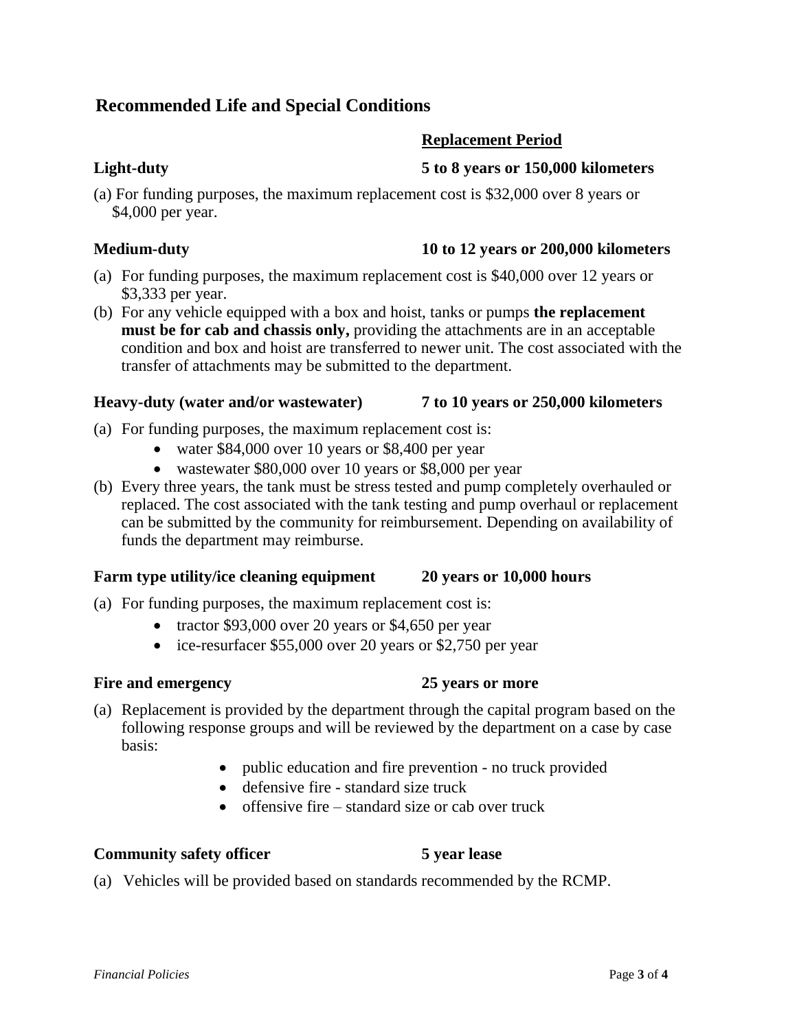## Recommended Life and Special Conditions

**Replacement Period**

**Light-duty** **5 to 8 years or 150,000 kilometers**

(a) For funding purposes, the maximum replacement cost is $32,000 over 8 years or $4,000 per year.

**Medium-duty** **10 to 12 years or 200,000 kilometers**

(a) For funding purposes, the maximum replacement cost is $40,000 over 12 years or $3,333 per year.
(b) For any vehicle equipped with a box and hoist, tanks or pumps **the replacement must be for cab and chassis only,** providing the attachments are in an acceptable condition and box and hoist are transferred to newer unit. The cost associated with the transfer of attachments may be submitted to the department.

**Heavy-duty (water and/or wastewater)** **7 to 10 years or 250,000 kilometers**

(a) For funding purposes, the maximum replacement cost is:
   - water $84,000 over 10 years or $8,400 per year
   - wastewater $80,000 over 10 years or $8,000 per year
(b) Every three years, the tank must be stress tested and pump completely overhauled or replaced. The cost associated with the tank testing and pump overhaul or replacement can be submitted by the community for reimbursement. Depending on availability of funds the department may reimburse.

**Farm type utility/ice cleaning equipment** **20 years or 10,000 hours**

(a) For funding purposes, the maximum replacement cost is:
   - tractor $93,000 over 20 years or $4,650 per year
   - ice-resurfacer $55,000 over 20 years or $2,750 per year

**Fire and emergency** **25 years or more**

(a) Replacement is provided by the department through the capital program based on the following response groups and will be reviewed by the department on a case by case basis:
   - public education and fire prevention - no truck provided
   - defensive fire - standard size truck
   - offensive fire – standard size or cab over truck

**Community safety officer** **5 year lease**

(a) Vehicles will be provided based on standards recommended by the RCMP.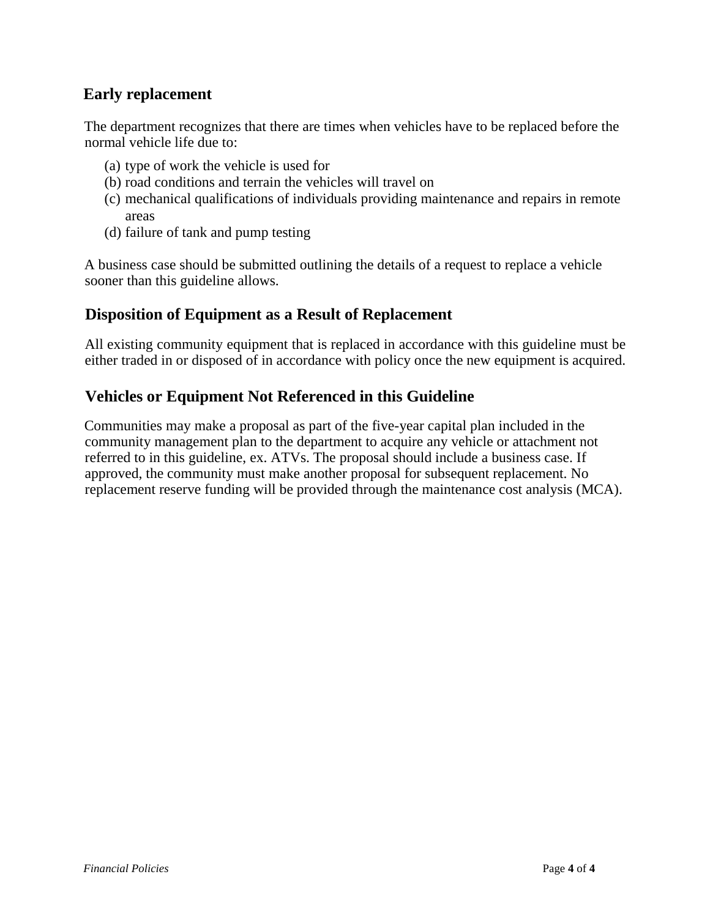## Early replacement

The department recognizes that there are times when vehicles have to be replaced before the normal vehicle life due to:

(a) type of work the vehicle is used for
(b) road conditions and terrain the vehicles will travel on
(c) mechanical qualifications of individuals providing maintenance and repairs in remote areas
(d) failure of tank and pump testing

A business case should be submitted outlining the details of a request to replace a vehicle sooner than this guideline allows.

## Disposition of Equipment as a Result of Replacement

All existing community equipment that is replaced in accordance with this guideline must be either traded in or disposed of in accordance with policy once the new equipment is acquired.

## Vehicles or Equipment Not Referenced in this Guideline

Communities may make a proposal as part of the five-year capital plan included in the community management plan to the department to acquire any vehicle or attachment not referred to in this guideline, ex. ATVs. The proposal should include a business case. If approved, the community must make another proposal for subsequent replacement. No replacement reserve funding will be provided through the maintenance cost analysis (MCA).